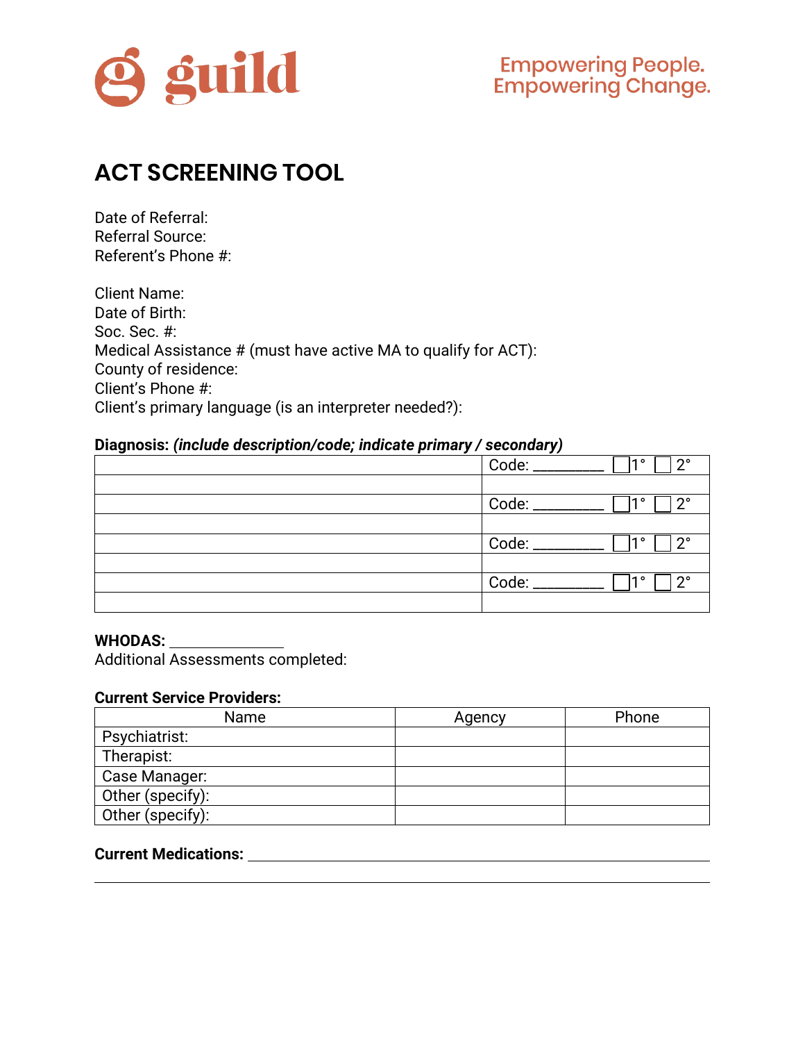guild

Empowering People.
Empowering Change.

# ACT SCREENING TOOL

Date of Referral:
Referral Source:
Referent's Phone #:

Client Name:
Date of Birth:
Soc. Sec. #:
Medical Assistance # (must have active MA to qualify for ACT):
County of residence:
Client's Phone #:
Client's primary language (is an interpreter needed?):

**Diagnosis:** ***(include description/code; indicate primary / secondary)***

| | |
|---|---|
| | Code: _________ ☐ 1° ☐ 2° |
| | |
| | Code: _________ ☐ 1° ☐ 2° |
| | |
| | Code: _________ ☐ 1° ☐ 2° |
| | |
| | Code: _________ ☐ 1° ☐ 2° |
| | |

**WHODAS:** _______________
Additional Assessments completed:

**Current Service Providers:**

| Name | Agency | Phone |
|---|---|---|
| Psychiatrist: | | |
| Therapist: | | |
| Case Manager: | | |
| Other (specify): | | |
| Other (specify): | | |

**Current Medications:** ______________________________________________

______________________________________________________________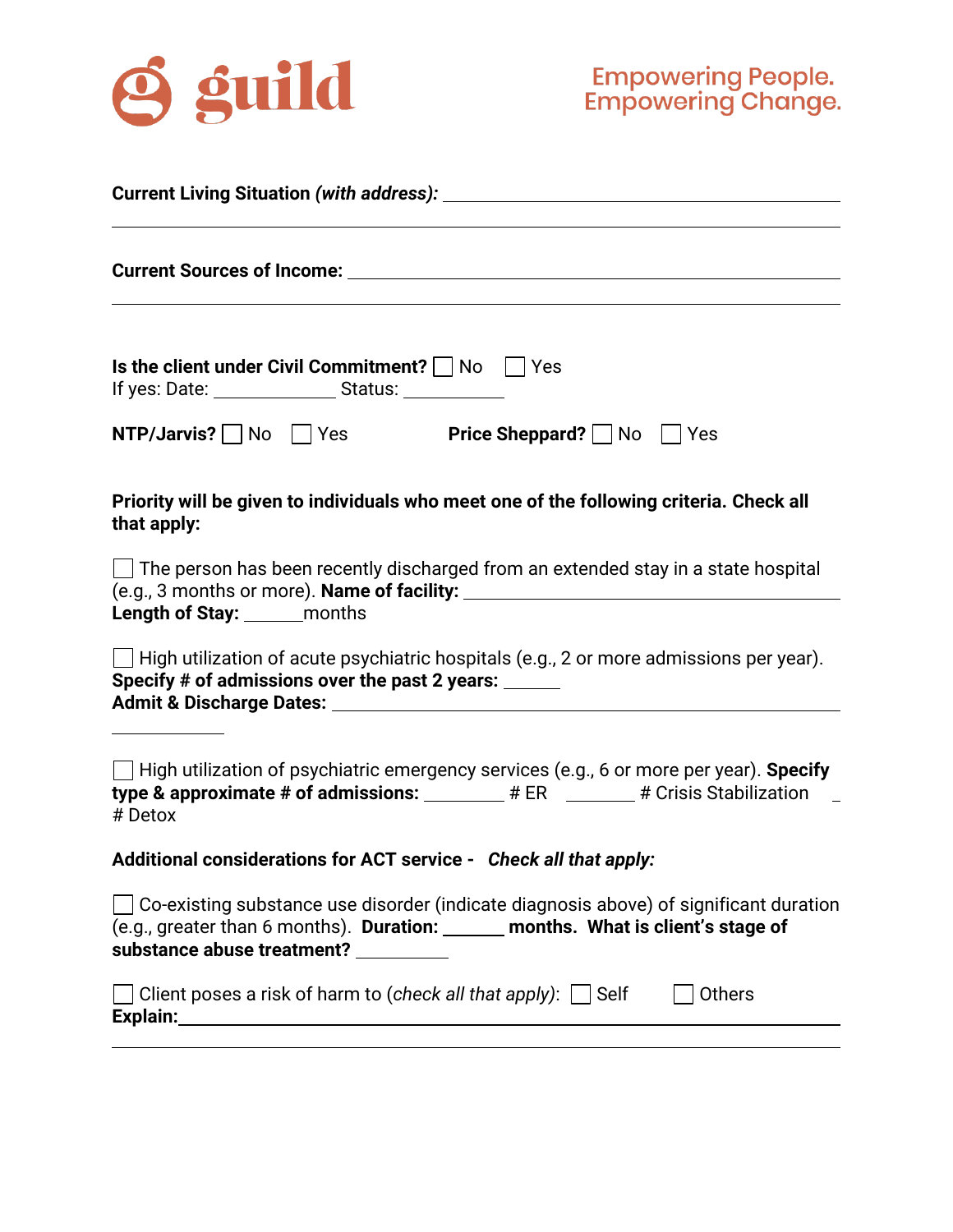**Current Living Situation** ***(with address):*** ____________________________________________

____________________________________________________________________

**Current Sources of Income:** ____________________________________________

____________________________________________________________________

**Is the client under Civil Commitment?** ☐ No ☐ Yes
If yes: Date: ____________ Status: __________

**NTP/Jarvis?** ☐ No ☐ Yes **Price Sheppard?** ☐ No ☐ Yes

**Priority will be given to individuals who meet one of the following criteria. Check all that apply:**

☐ The person has been recently discharged from an extended stay in a state hospital (e.g., 3 months or more). **Name of facility:** ______________________________
**Length of Stay:** ______months

☐ High utilization of acute psychiatric hospitals (e.g., 2 or more admissions per year). **Specify # of admissions over the past 2 years:** ______
**Admit & Discharge Dates:** ____________________________________________

☐ High utilization of psychiatric emergency services (e.g., 6 or more per year). **Specify type & approximate # of admissions:** ________ # ER _______ # Crisis Stabilization _ # Detox

**Additional considerations for ACT service -** ***Check all that apply:***

☐ Co-existing substance use disorder (indicate diagnosis above) of significant duration (e.g., greater than 6 months). **Duration:** ______ **months. What is client's stage of substance abuse treatment?** __________

☐ Client poses a risk of harm to (*check all that apply*): ☐ Self ☐ Others
**Explain:**____________________________________________

____________________________________________________________________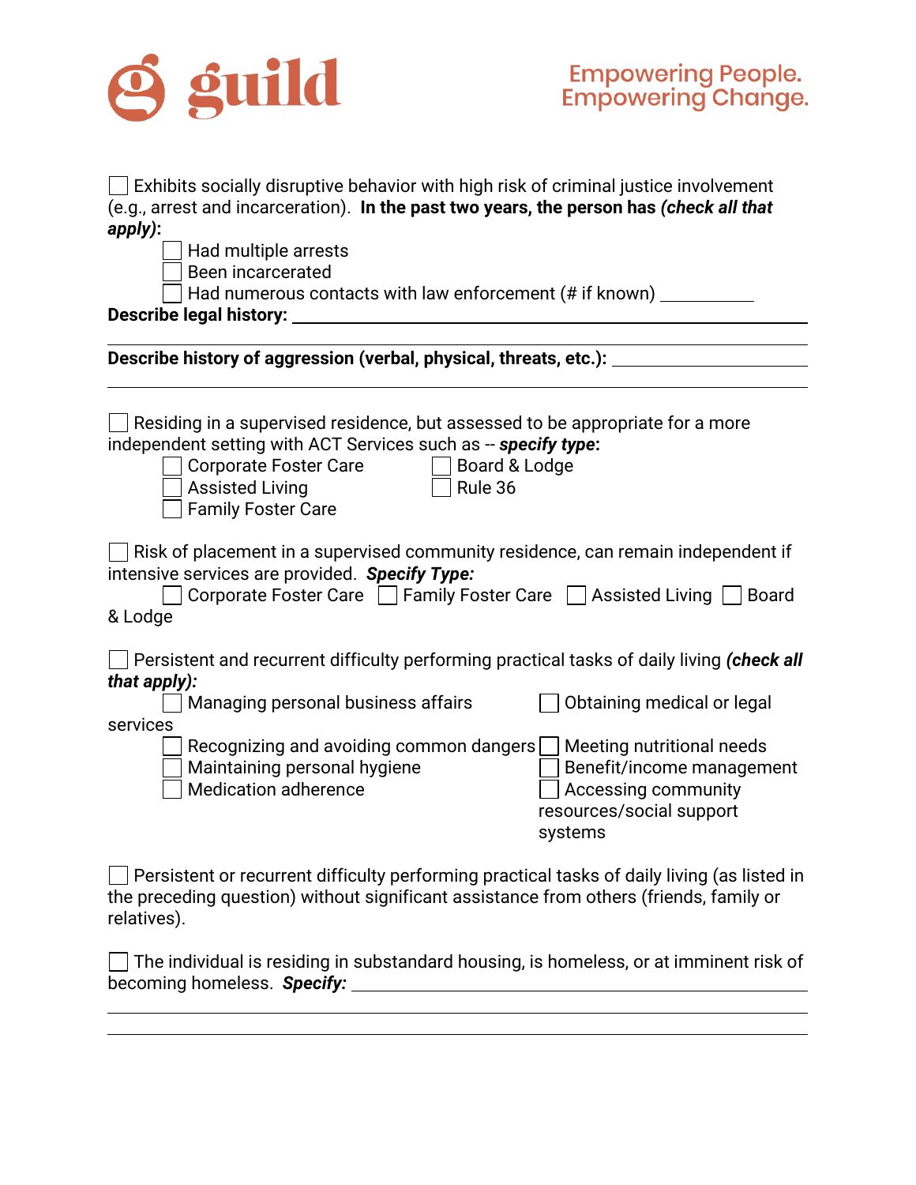☐ Exhibits socially disruptive behavior with high risk of criminal justice involvement (e.g., arrest and incarceration). **In the past two years, the person has *(check all that apply)*:**

- ☐ Had multiple arrests
- ☐ Been incarcerated
- ☐ Had numerous contacts with law enforcement (# if known) __________

**Describe legal history:** ____________________________________________

____________________________________________

**Describe history of aggression (verbal, physical, threats, etc.):** ____________________

____________________________________________

☐ Residing in a supervised residence, but assessed to be appropriate for a more independent setting with ACT Services such as -- ***specify type*:**

- ☐ Corporate Foster Care
- ☐ Assisted Living
- ☐ Family Foster Care
- ☐ Board & Lodge
- ☐ Rule 36

☐ Risk of placement in a supervised community residence, can remain independent if intensive services are provided. ***Specify Type:***

☐ Corporate Foster Care ☐ Family Foster Care ☐ Assisted Living ☐ Board & Lodge

☐ Persistent and recurrent difficulty performing practical tasks of daily living ***(check all that apply):***

- ☐ Managing personal business affairs
- ☐ Recognizing and avoiding common dangers
- ☐ Maintaining personal hygiene
- ☐ Medication adherence
- ☐ Obtaining medical or legal services
- ☐ Meeting nutritional needs
- ☐ Benefit/income management
- ☐ Accessing community resources/social support systems

☐ Persistent or recurrent difficulty performing practical tasks of daily living (as listed in the preceding question) without significant assistance from others (friends, family or relatives).

☐ The individual is residing in substandard housing, is homeless, or at imminent risk of becoming homeless. ***Specify:*** ____________________________________________

____________________________________________

____________________________________________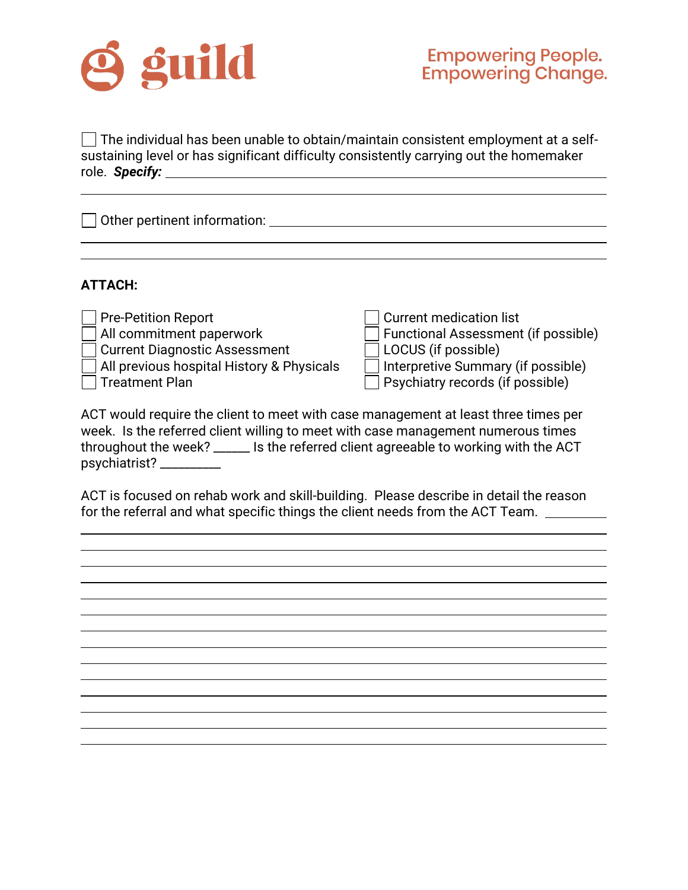☐ The individual has been unable to obtain/maintain consistent employment at a self-sustaining level or has significant difficulty consistently carrying out the homemaker role. ***Specify:*** ____________________________________________

____________________________________________________________________

☐ Other pertinent information: ________________________________________

____________________________________________________________________

____________________________________________________________________

**ATTACH:**

☐ Pre-Petition Report
☐ All commitment paperwork
☐ Current Diagnostic Assessment
☐ All previous hospital History & Physicals
☐ Treatment Plan
☐ Current medication list
☐ Functional Assessment (if possible)
☐ LOCUS (if possible)
☐ Interpretive Summary (if possible)
☐ Psychiatry records (if possible)

ACT would require the client to meet with case management at least three times per week. Is the referred client willing to meet with case management numerous times throughout the week? ______ Is the referred client agreeable to working with the ACT psychiatrist? _________

ACT is focused on rehab work and skill-building. Please describe in detail the reason for the referral and what specific things the client needs from the ACT Team. _________

____________________________________________________________________

____________________________________________________________________

____________________________________________________________________

____________________________________________________________________

____________________________________________________________________

____________________________________________________________________

____________________________________________________________________

____________________________________________________________________

____________________________________________________________________

____________________________________________________________________

____________________________________________________________________

____________________________________________________________________

____________________________________________________________________

____________________________________________________________________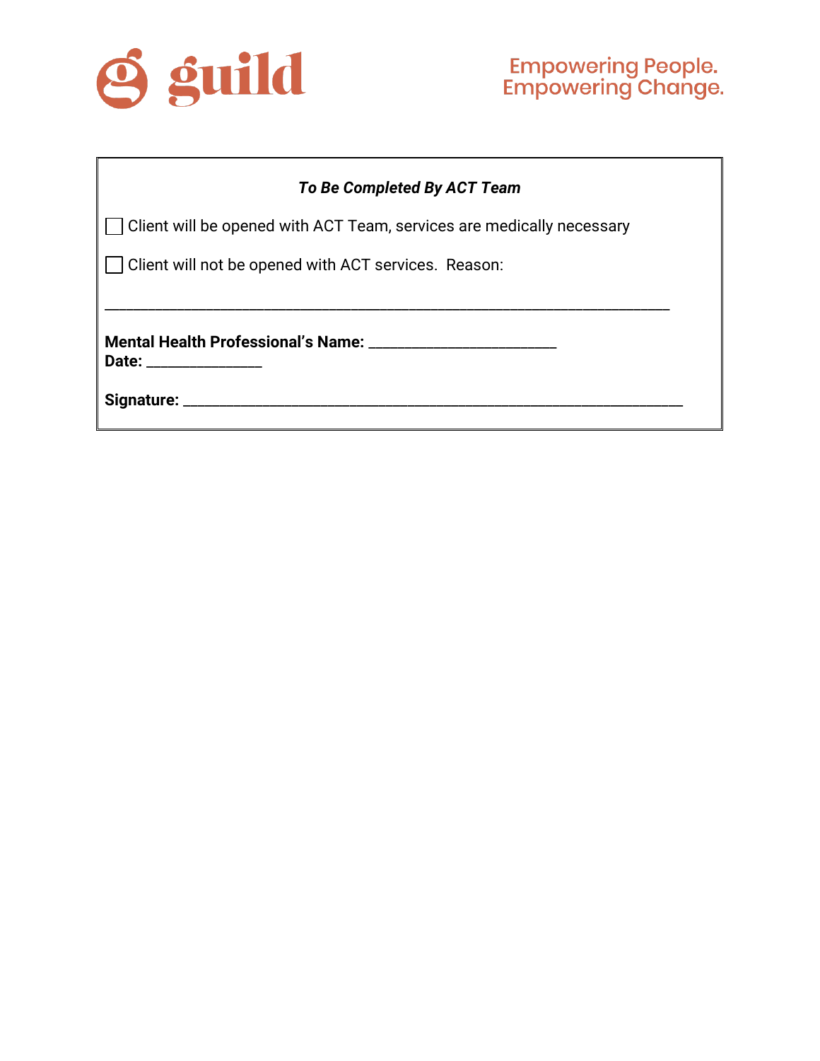guild

Empowering People.
Empowering Change.

***To Be Completed By ACT Team***

☐ Client will be opened with ACT Team, services are medically necessary

☐ Client will not be opened with ACT services. Reason:

___________________________________________________________________________

**Mental Health Professional's Name:** _________________________
**Date:** _______________

**Signature:** ___________________________________________________________________